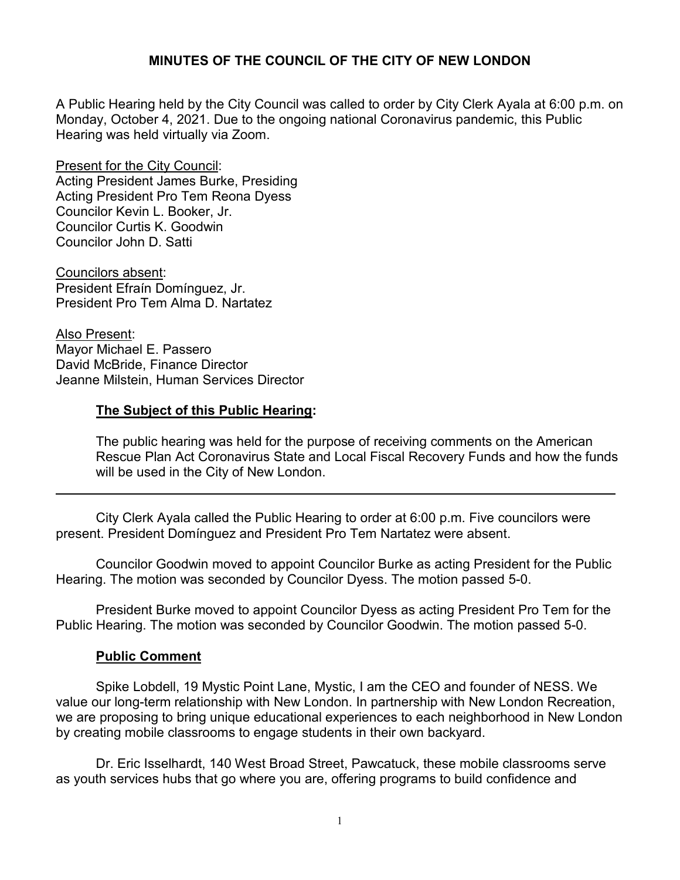# MINUTES OF THE COUNCIL OF THE CITY OF NEW LONDON

A Public Hearing held by the City Council was called to order by City Clerk Ayala at 6:00 p.m. on Monday, October 4, 2021. Due to the ongoing national Coronavirus pandemic, this Public Hearing was held virtually via Zoom.

Present for the City Council:
Acting President James Burke, Presiding
Acting President Pro Tem Reona Dyess
Councilor Kevin L. Booker, Jr.
Councilor Curtis K. Goodwin
Councilor John D. Satti

Councilors absent:
President Efraín Domínguez, Jr.
President Pro Tem Alma D. Nartatez

Also Present:
Mayor Michael E. Passero
David McBride, Finance Director
Jeanne Milstein, Human Services Director

## The Subject of this Public Hearing:

The public hearing was held for the purpose of receiving comments on the American Rescue Plan Act Coronavirus State and Local Fiscal Recovery Funds and how the funds will be used in the City of New London.

---

City Clerk Ayala called the Public Hearing to order at 6:00 p.m. Five councilors were present. President Domínguez and President Pro Tem Nartatez were absent.

Councilor Goodwin moved to appoint Councilor Burke as acting President for the Public Hearing. The motion was seconded by Councilor Dyess. The motion passed 5-0.

President Burke moved to appoint Councilor Dyess as acting President Pro Tem for the Public Hearing. The motion was seconded by Councilor Goodwin. The motion passed 5-0.

## Public Comment

Spike Lobdell, 19 Mystic Point Lane, Mystic, I am the CEO and founder of NESS. We value our long-term relationship with New London. In partnership with New London Recreation, we are proposing to bring unique educational experiences to each neighborhood in New London by creating mobile classrooms to engage students in their own backyard.

Dr. Eric Isselhardt, 140 West Broad Street, Pawcatuck, these mobile classrooms serve as youth services hubs that go where you are, offering programs to build confidence and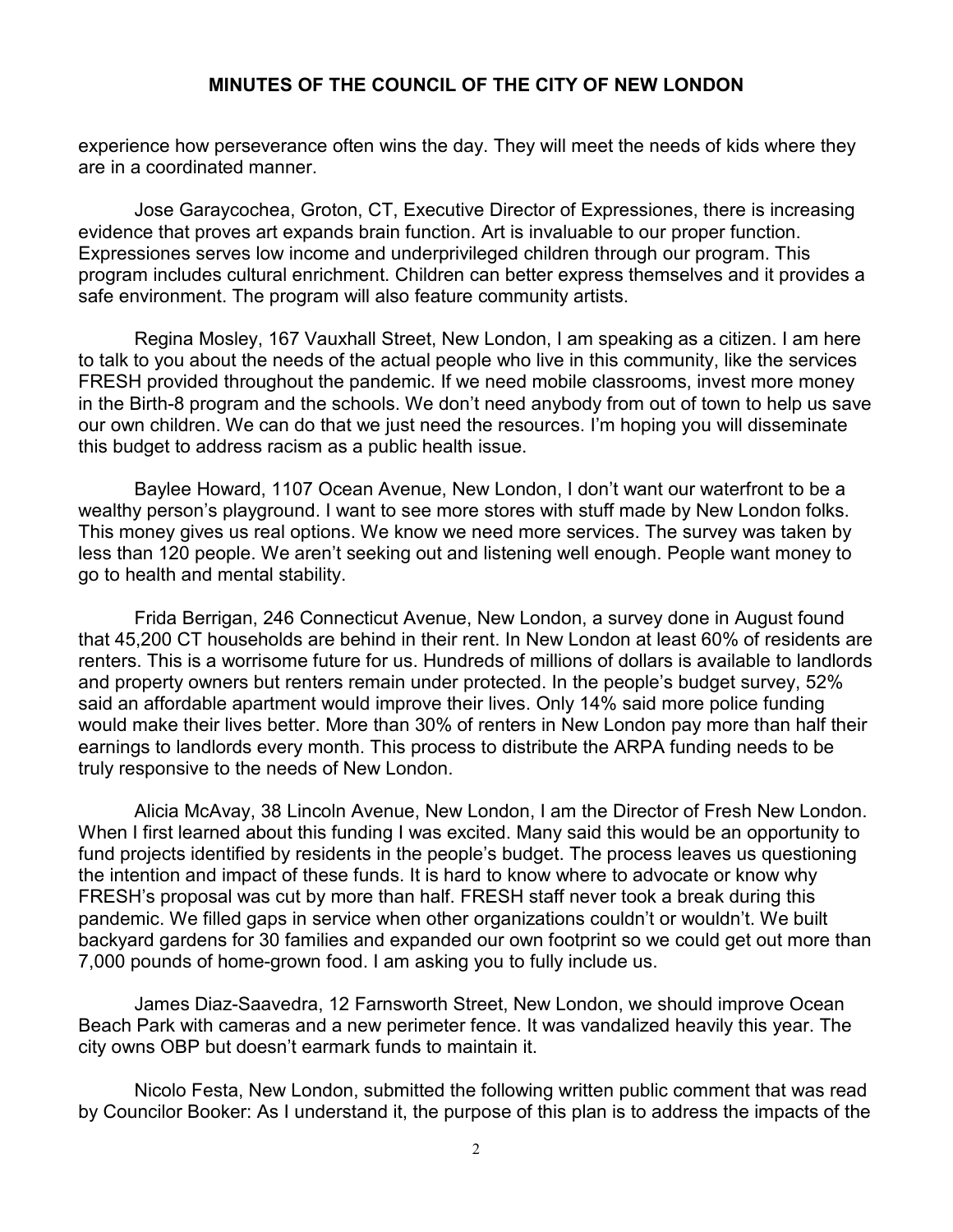experience how perseverance often wins the day. They will meet the needs of kids where they are in a coordinated manner.

Jose Garaycochea, Groton, CT, Executive Director of Expressiones, there is increasing evidence that proves art expands brain function. Art is invaluable to our proper function. Expressiones serves low income and underprivileged children through our program. This program includes cultural enrichment. Children can better express themselves and it provides a safe environment. The program will also feature community artists.

Regina Mosley, 167 Vauxhall Street, New London, I am speaking as a citizen. I am here to talk to you about the needs of the actual people who live in this community, like the services FRESH provided throughout the pandemic. If we need mobile classrooms, invest more money in the Birth-8 program and the schools. We don't need anybody from out of town to help us save our own children. We can do that we just need the resources. I'm hoping you will disseminate this budget to address racism as a public health issue.

Baylee Howard, 1107 Ocean Avenue, New London, I don't want our waterfront to be a wealthy person's playground. I want to see more stores with stuff made by New London folks. This money gives us real options. We know we need more services. The survey was taken by less than 120 people. We aren't seeking out and listening well enough. People want money to go to health and mental stability.

Frida Berrigan, 246 Connecticut Avenue, New London, a survey done in August found that 45,200 CT households are behind in their rent. In New London at least 60% of residents are renters. This is a worrisome future for us. Hundreds of millions of dollars is available to landlords and property owners but renters remain under protected. In the people's budget survey, 52% said an affordable apartment would improve their lives. Only 14% said more police funding would make their lives better. More than 30% of renters in New London pay more than half their earnings to landlords every month. This process to distribute the ARPA funding needs to be truly responsive to the needs of New London.

Alicia McAvay, 38 Lincoln Avenue, New London, I am the Director of Fresh New London. When I first learned about this funding I was excited. Many said this would be an opportunity to fund projects identified by residents in the people's budget. The process leaves us questioning the intention and impact of these funds. It is hard to know where to advocate or know why FRESH's proposal was cut by more than half. FRESH staff never took a break during this pandemic. We filled gaps in service when other organizations couldn't or wouldn't. We built backyard gardens for 30 families and expanded our own footprint so we could get out more than 7,000 pounds of home-grown food. I am asking you to fully include us.

James Diaz-Saavedra, 12 Farnsworth Street, New London, we should improve Ocean Beach Park with cameras and a new perimeter fence. It was vandalized heavily this year. The city owns OBP but doesn't earmark funds to maintain it.

Nicolo Festa, New London, submitted the following written public comment that was read by Councilor Booker: As I understand it, the purpose of this plan is to address the impacts of the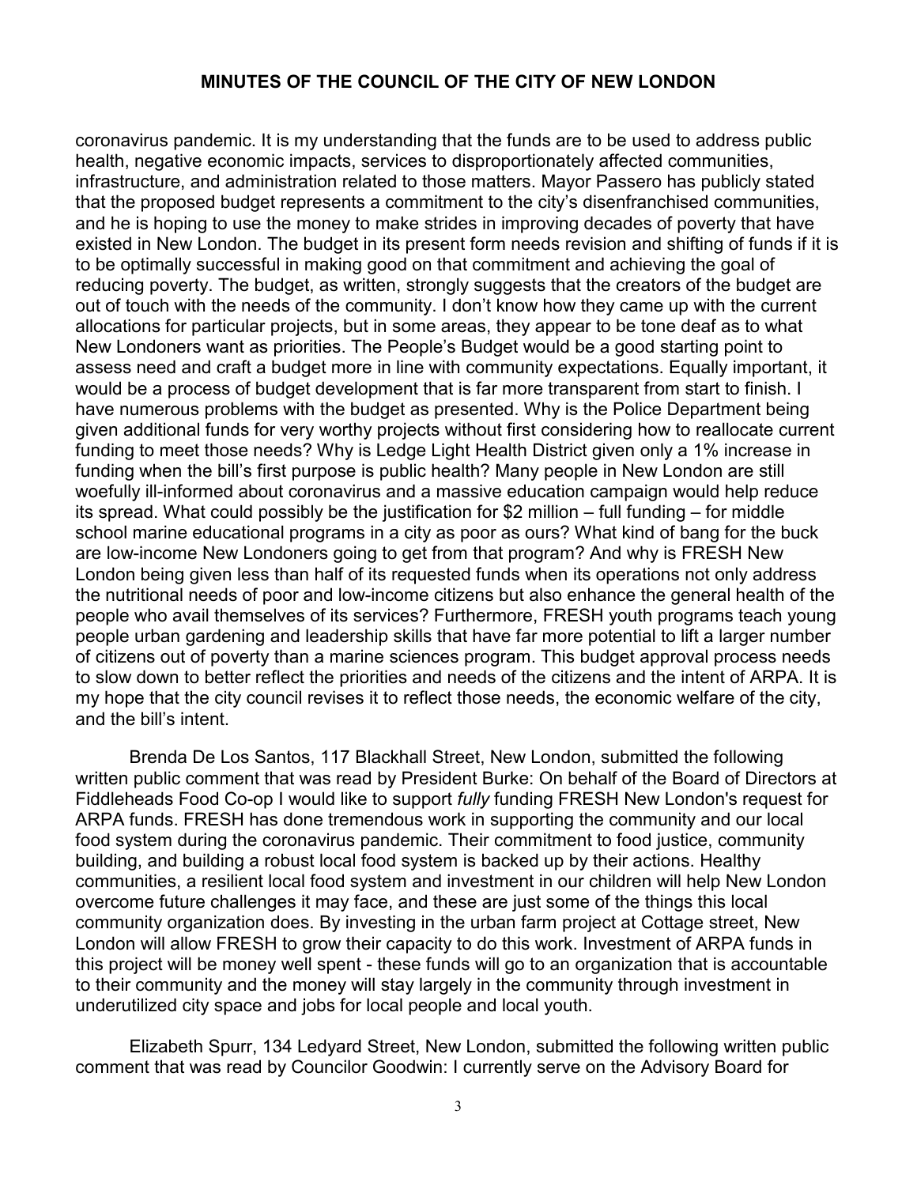coronavirus pandemic. It is my understanding that the funds are to be used to address public health, negative economic impacts, services to disproportionately affected communities, infrastructure, and administration related to those matters. Mayor Passero has publicly stated that the proposed budget represents a commitment to the city's disenfranchised communities, and he is hoping to use the money to make strides in improving decades of poverty that have existed in New London. The budget in its present form needs revision and shifting of funds if it is to be optimally successful in making good on that commitment and achieving the goal of reducing poverty. The budget, as written, strongly suggests that the creators of the budget are out of touch with the needs of the community. I don't know how they came up with the current allocations for particular projects, but in some areas, they appear to be tone deaf as to what New Londoners want as priorities. The People's Budget would be a good starting point to assess need and craft a budget more in line with community expectations. Equally important, it would be a process of budget development that is far more transparent from start to finish. I have numerous problems with the budget as presented. Why is the Police Department being given additional funds for very worthy projects without first considering how to reallocate current funding to meet those needs? Why is Ledge Light Health District given only a 1% increase in funding when the bill's first purpose is public health? Many people in New London are still woefully ill-informed about coronavirus and a massive education campaign would help reduce its spread. What could possibly be the justification for $2 million – full funding – for middle school marine educational programs in a city as poor as ours? What kind of bang for the buck are low-income New Londoners going to get from that program? And why is FRESH New London being given less than half of its requested funds when its operations not only address the nutritional needs of poor and low-income citizens but also enhance the general health of the people who avail themselves of its services? Furthermore, FRESH youth programs teach young people urban gardening and leadership skills that have far more potential to lift a larger number of citizens out of poverty than a marine sciences program. This budget approval process needs to slow down to better reflect the priorities and needs of the citizens and the intent of ARPA. It is my hope that the city council revises it to reflect those needs, the economic welfare of the city, and the bill's intent.

Brenda De Los Santos, 117 Blackhall Street, New London, submitted the following written public comment that was read by President Burke: On behalf of the Board of Directors at Fiddleheads Food Co-op I would like to support *fully* funding FRESH New London's request for ARPA funds. FRESH has done tremendous work in supporting the community and our local food system during the coronavirus pandemic. Their commitment to food justice, community building, and building a robust local food system is backed up by their actions. Healthy communities, a resilient local food system and investment in our children will help New London overcome future challenges it may face, and these are just some of the things this local community organization does. By investing in the urban farm project at Cottage street, New London will allow FRESH to grow their capacity to do this work. Investment of ARPA funds in this project will be money well spent - these funds will go to an organization that is accountable to their community and the money will stay largely in the community through investment in underutilized city space and jobs for local people and local youth.

Elizabeth Spurr, 134 Ledyard Street, New London, submitted the following written public comment that was read by Councilor Goodwin: I currently serve on the Advisory Board for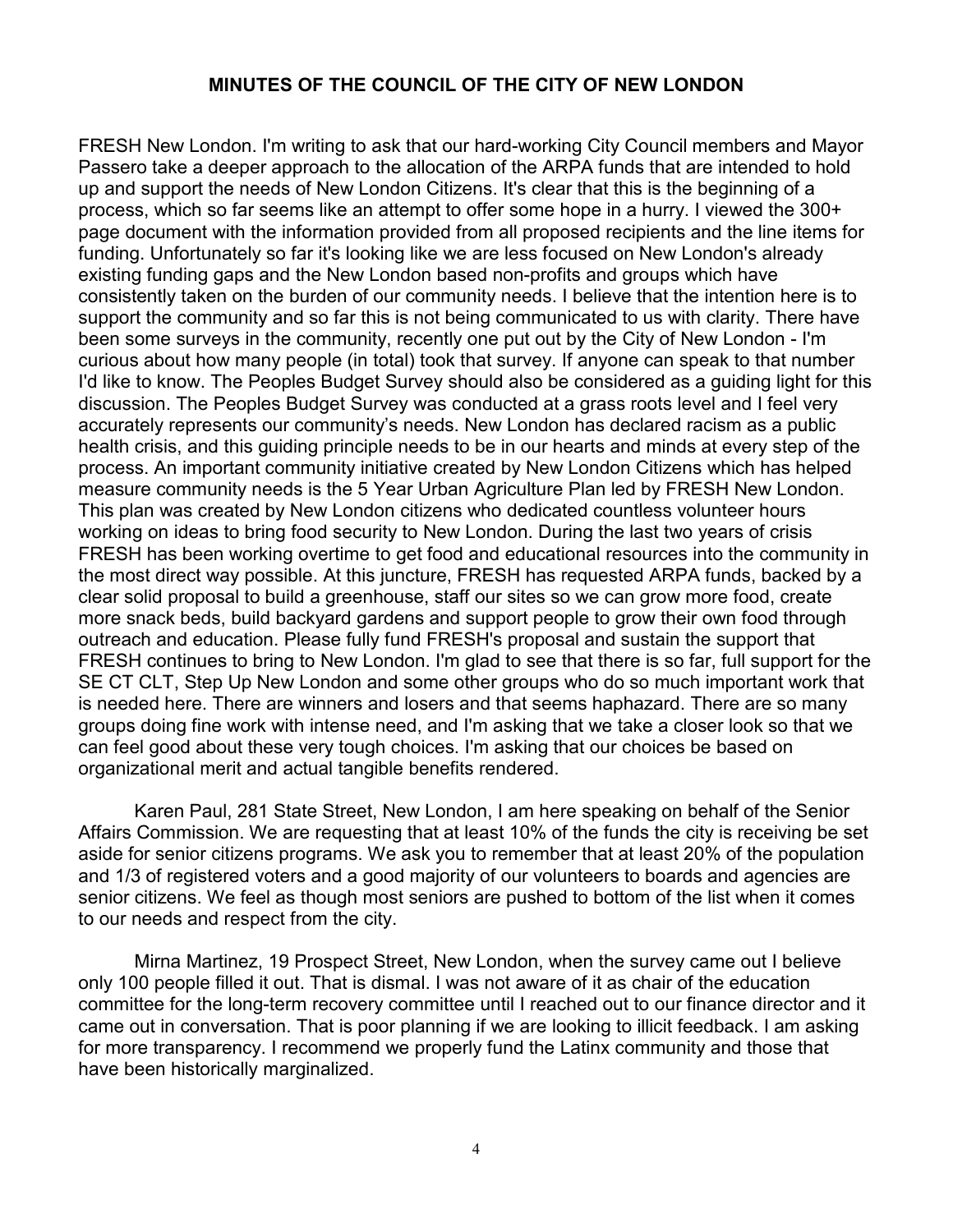FRESH New London. I'm writing to ask that our hard-working City Council members and Mayor Passero take a deeper approach to the allocation of the ARPA funds that are intended to hold up and support the needs of New London Citizens. It's clear that this is the beginning of a process, which so far seems like an attempt to offer some hope in a hurry. I viewed the 300+ page document with the information provided from all proposed recipients and the line items for funding. Unfortunately so far it's looking like we are less focused on New London's already existing funding gaps and the New London based non-profits and groups which have consistently taken on the burden of our community needs. I believe that the intention here is to support the community and so far this is not being communicated to us with clarity. There have been some surveys in the community, recently one put out by the City of New London - I'm curious about how many people (in total) took that survey. If anyone can speak to that number I'd like to know. The Peoples Budget Survey should also be considered as a guiding light for this discussion. The Peoples Budget Survey was conducted at a grass roots level and I feel very accurately represents our community's needs. New London has declared racism as a public health crisis, and this guiding principle needs to be in our hearts and minds at every step of the process. An important community initiative created by New London Citizens which has helped measure community needs is the 5 Year Urban Agriculture Plan led by FRESH New London. This plan was created by New London citizens who dedicated countless volunteer hours working on ideas to bring food security to New London. During the last two years of crisis FRESH has been working overtime to get food and educational resources into the community in the most direct way possible. At this juncture, FRESH has requested ARPA funds, backed by a clear solid proposal to build a greenhouse, staff our sites so we can grow more food, create more snack beds, build backyard gardens and support people to grow their own food through outreach and education. Please fully fund FRESH's proposal and sustain the support that FRESH continues to bring to New London. I'm glad to see that there is so far, full support for the SE CT CLT, Step Up New London and some other groups who do so much important work that is needed here. There are winners and losers and that seems haphazard. There are so many groups doing fine work with intense need, and I'm asking that we take a closer look so that we can feel good about these very tough choices. I'm asking that our choices be based on organizational merit and actual tangible benefits rendered.

Karen Paul, 281 State Street, New London, I am here speaking on behalf of the Senior Affairs Commission. We are requesting that at least 10% of the funds the city is receiving be set aside for senior citizens programs. We ask you to remember that at least 20% of the population and 1/3 of registered voters and a good majority of our volunteers to boards and agencies are senior citizens. We feel as though most seniors are pushed to bottom of the list when it comes to our needs and respect from the city.

Mirna Martinez, 19 Prospect Street, New London, when the survey came out I believe only 100 people filled it out. That is dismal. I was not aware of it as chair of the education committee for the long-term recovery committee until I reached out to our finance director and it came out in conversation. That is poor planning if we are looking to illicit feedback. I am asking for more transparency. I recommend we properly fund the Latinx community and those that have been historically marginalized.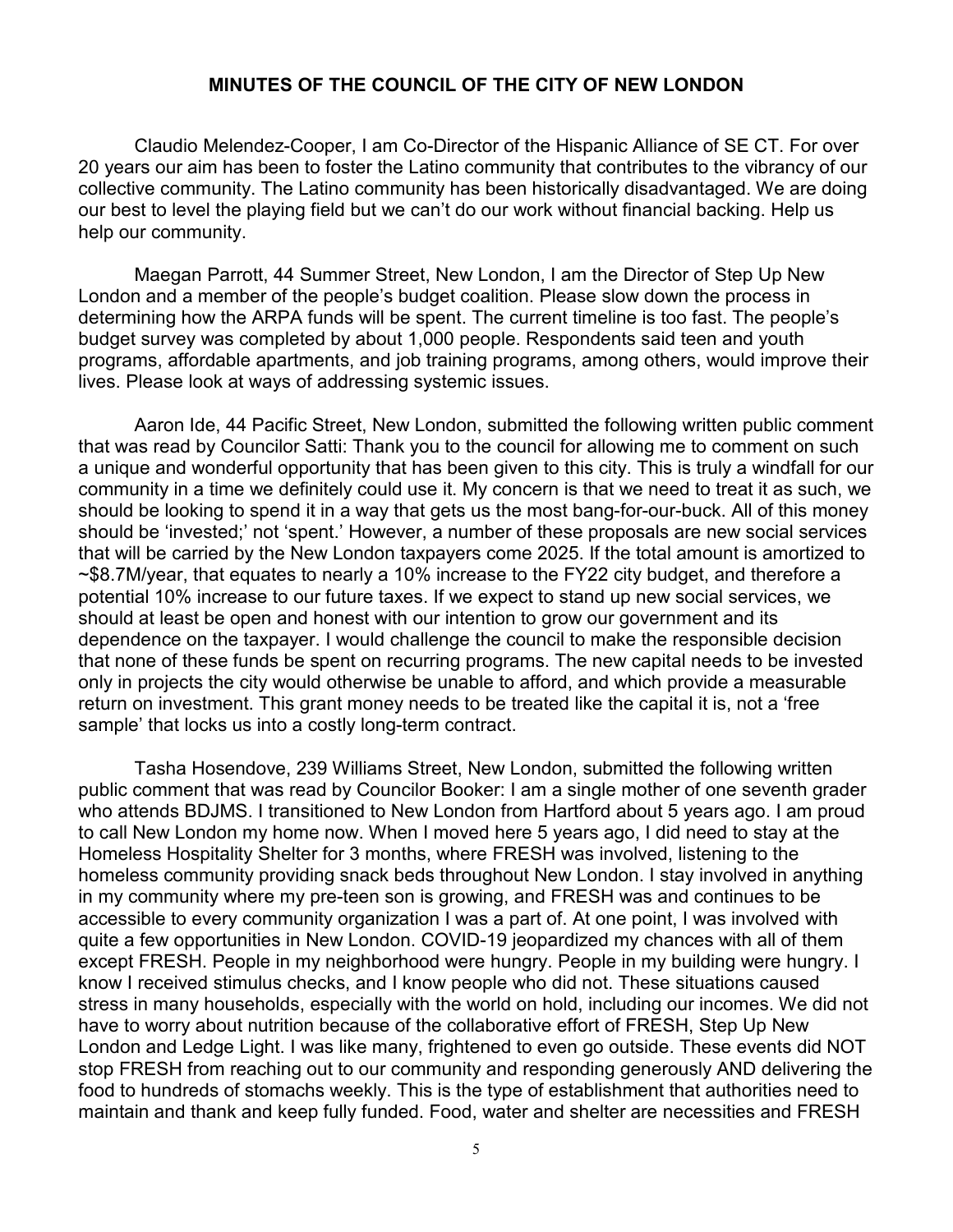**MINUTES OF THE COUNCIL OF THE CITY OF NEW LONDON**

Claudio Melendez-Cooper, I am Co-Director of the Hispanic Alliance of SE CT. For over 20 years our aim has been to foster the Latino community that contributes to the vibrancy of our collective community. The Latino community has been historically disadvantaged. We are doing our best to level the playing field but we can't do our work without financial backing. Help us help our community.

Maegan Parrott, 44 Summer Street, New London, I am the Director of Step Up New London and a member of the people's budget coalition. Please slow down the process in determining how the ARPA funds will be spent. The current timeline is too fast. The people's budget survey was completed by about 1,000 people. Respondents said teen and youth programs, affordable apartments, and job training programs, among others, would improve their lives. Please look at ways of addressing systemic issues.

Aaron Ide, 44 Pacific Street, New London, submitted the following written public comment that was read by Councilor Satti: Thank you to the council for allowing me to comment on such a unique and wonderful opportunity that has been given to this city. This is truly a windfall for our community in a time we definitely could use it. My concern is that we need to treat it as such, we should be looking to spend it in a way that gets us the most bang-for-our-buck. All of this money should be 'invested;' not 'spent.' However, a number of these proposals are new social services that will be carried by the New London taxpayers come 2025. If the total amount is amortized to ~$8.7M/year, that equates to nearly a 10% increase to the FY22 city budget, and therefore a potential 10% increase to our future taxes. If we expect to stand up new social services, we should at least be open and honest with our intention to grow our government and its dependence on the taxpayer. I would challenge the council to make the responsible decision that none of these funds be spent on recurring programs. The new capital needs to be invested only in projects the city would otherwise be unable to afford, and which provide a measurable return on investment. This grant money needs to be treated like the capital it is, not a 'free sample' that locks us into a costly long-term contract.

Tasha Hosendove, 239 Williams Street, New London, submitted the following written public comment that was read by Councilor Booker: I am a single mother of one seventh grader who attends BDJMS. I transitioned to New London from Hartford about 5 years ago. I am proud to call New London my home now. When I moved here 5 years ago, I did need to stay at the Homeless Hospitality Shelter for 3 months, where FRESH was involved, listening to the homeless community providing snack beds throughout New London. I stay involved in anything in my community where my pre-teen son is growing, and FRESH was and continues to be accessible to every community organization I was a part of. At one point, I was involved with quite a few opportunities in New London. COVID-19 jeopardized my chances with all of them except FRESH. People in my neighborhood were hungry. People in my building were hungry. I know I received stimulus checks, and I know people who did not. These situations caused stress in many households, especially with the world on hold, including our incomes. We did not have to worry about nutrition because of the collaborative effort of FRESH, Step Up New London and Ledge Light. I was like many, frightened to even go outside. These events did NOT stop FRESH from reaching out to our community and responding generously AND delivering the food to hundreds of stomachs weekly. This is the type of establishment that authorities need to maintain and thank and keep fully funded. Food, water and shelter are necessities and FRESH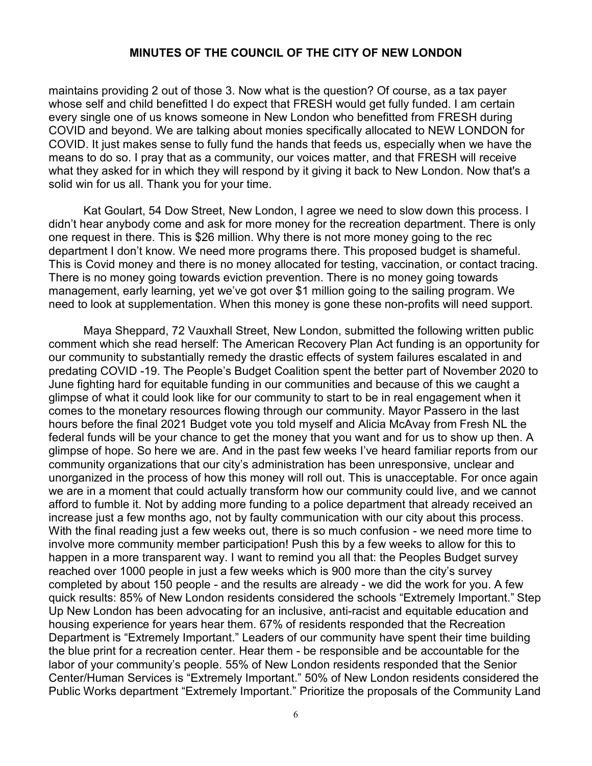maintains providing 2 out of those 3. Now what is the question? Of course, as a tax payer whose self and child benefitted I do expect that FRESH would get fully funded. I am certain every single one of us knows someone in New London who benefitted from FRESH during COVID and beyond. We are talking about monies specifically allocated to NEW LONDON for COVID. It just makes sense to fully fund the hands that feeds us, especially when we have the means to do so. I pray that as a community, our voices matter, and that FRESH will receive what they asked for in which they will respond by it giving it back to New London. Now that's a solid win for us all. Thank you for your time.

Kat Goulart, 54 Dow Street, New London, I agree we need to slow down this process. I didn't hear anybody come and ask for more money for the recreation department. There is only one request in there. This is $26 million. Why there is not more money going to the rec department I don't know. We need more programs there. This proposed budget is shameful. This is Covid money and there is no money allocated for testing, vaccination, or contact tracing. There is no money going towards eviction prevention. There is no money going towards management, early learning, yet we've got over $1 million going to the sailing program. We need to look at supplementation. When this money is gone these non-profits will need support.

Maya Sheppard, 72 Vauxhall Street, New London, submitted the following written public comment which she read herself: The American Recovery Plan Act funding is an opportunity for our community to substantially remedy the drastic effects of system failures escalated in and predating COVID -19. The People's Budget Coalition spent the better part of November 2020 to June fighting hard for equitable funding in our communities and because of this we caught a glimpse of what it could look like for our community to start to be in real engagement when it comes to the monetary resources flowing through our community. Mayor Passero in the last hours before the final 2021 Budget vote you told myself and Alicia McAvay from Fresh NL the federal funds will be your chance to get the money that you want and for us to show up then. A glimpse of hope. So here we are. And in the past few weeks I've heard familiar reports from our community organizations that our city's administration has been unresponsive, unclear and unorganized in the process of how this money will roll out. This is unacceptable. For once again we are in a moment that could actually transform how our community could live, and we cannot afford to fumble it. Not by adding more funding to a police department that already received an increase just a few months ago, not by faulty communication with our city about this process. With the final reading just a few weeks out, there is so much confusion - we need more time to involve more community member participation! Push this by a few weeks to allow for this to happen in a more transparent way. I want to remind you all that: the Peoples Budget survey reached over 1000 people in just a few weeks which is 900 more than the city's survey completed by about 150 people - and the results are already - we did the work for you. A few quick results: 85% of New London residents considered the schools "Extremely Important." Step Up New London has been advocating for an inclusive, anti-racist and equitable education and housing experience for years hear them. 67% of residents responded that the Recreation Department is "Extremely Important." Leaders of our community have spent their time building the blue print for a recreation center. Hear them - be responsible and be accountable for the labor of your community's people. 55% of New London residents responded that the Senior Center/Human Services is "Extremely Important." 50% of New London residents considered the Public Works department "Extremely Important." Prioritize the proposals of the Community Land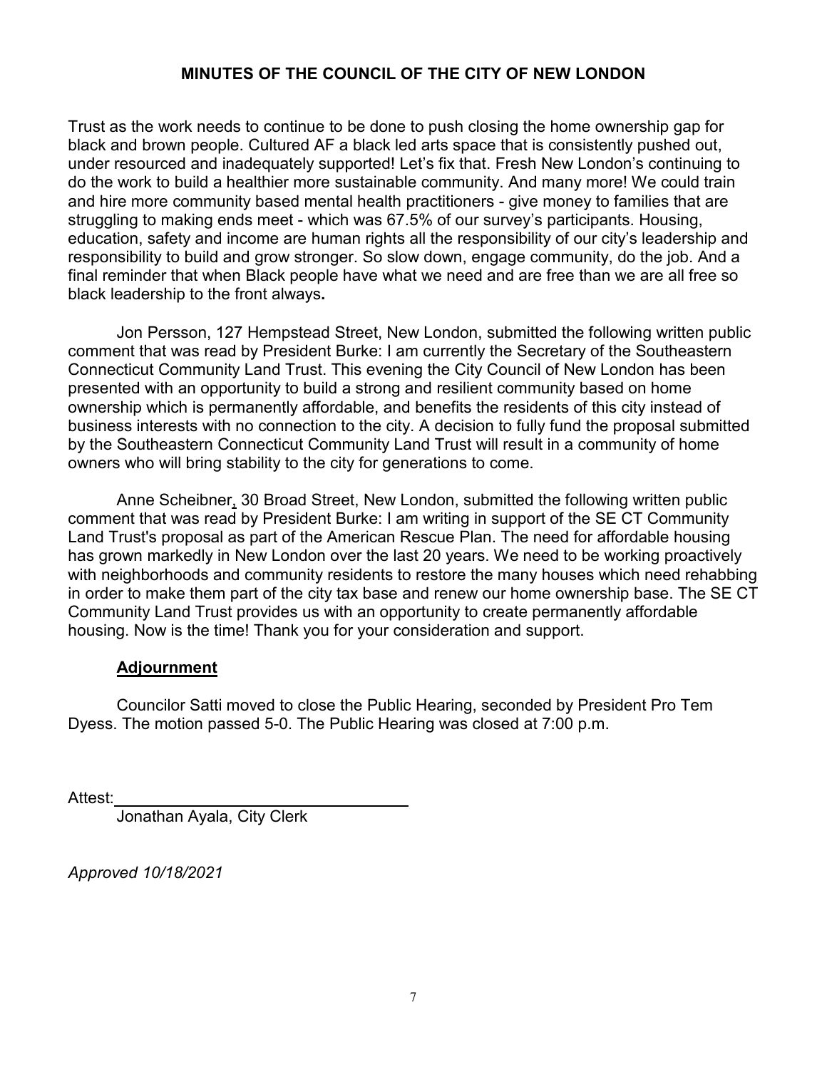Trust as the work needs to continue to be done to push closing the home ownership gap for black and brown people. Cultured AF a black led arts space that is consistently pushed out, under resourced and inadequately supported! Let's fix that. Fresh New London's continuing to do the work to build a healthier more sustainable community. And many more! We could train and hire more community based mental health practitioners - give money to families that are struggling to making ends meet - which was 67.5% of our survey's participants. Housing, education, safety and income are human rights all the responsibility of our city's leadership and responsibility to build and grow stronger. So slow down, engage community, do the job. And a final reminder that when Black people have what we need and are free than we are all free so black leadership to the front always.

Jon Persson, 127 Hempstead Street, New London, submitted the following written public comment that was read by President Burke: I am currently the Secretary of the Southeastern Connecticut Community Land Trust. This evening the City Council of New London has been presented with an opportunity to build a strong and resilient community based on home ownership which is permanently affordable, and benefits the residents of this city instead of business interests with no connection to the city. A decision to fully fund the proposal submitted by the Southeastern Connecticut Community Land Trust will result in a community of home owners who will bring stability to the city for generations to come.

Anne Scheibner, 30 Broad Street, New London, submitted the following written public comment that was read by President Burke: I am writing in support of the SE CT Community Land Trust's proposal as part of the American Rescue Plan. The need for affordable housing has grown markedly in New London over the last 20 years. We need to be working proactively with neighborhoods and community residents to restore the many houses which need rehabbing in order to make them part of the city tax base and renew our home ownership base. The SE CT Community Land Trust provides us with an opportunity to create permanently affordable housing. Now is the time! Thank you for your consideration and support.

## Adjournment

Councilor Satti moved to close the Public Hearing, seconded by President Pro Tem Dyess. The motion passed 5-0. The Public Hearing was closed at 7:00 p.m.

Attest: ______________________________

Jonathan Ayala, City Clerk

*Approved 10/18/2021*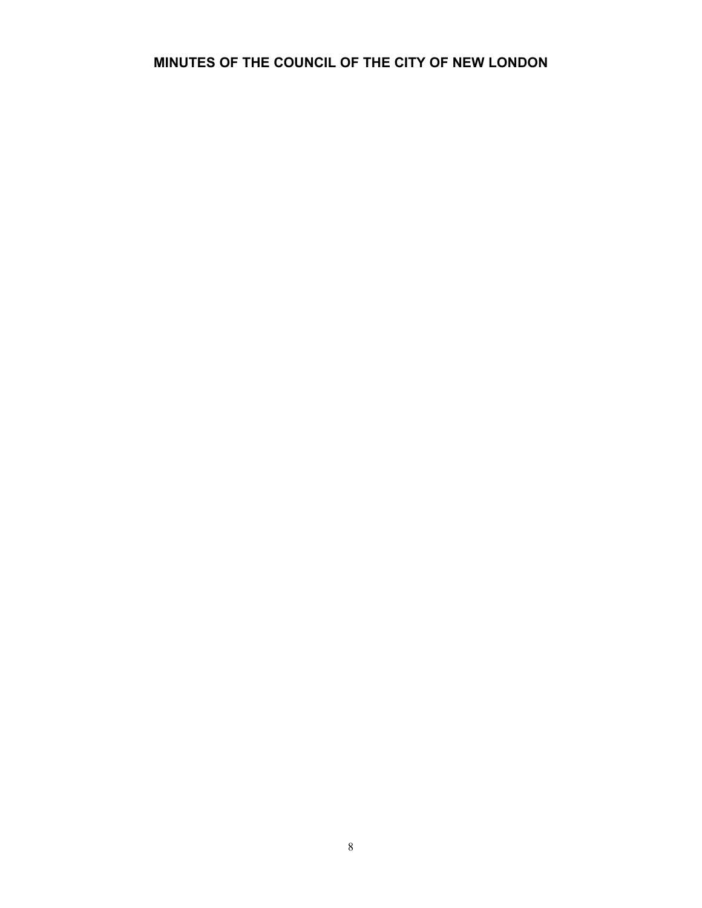**MINUTES OF THE COUNCIL OF THE CITY OF NEW LONDON**